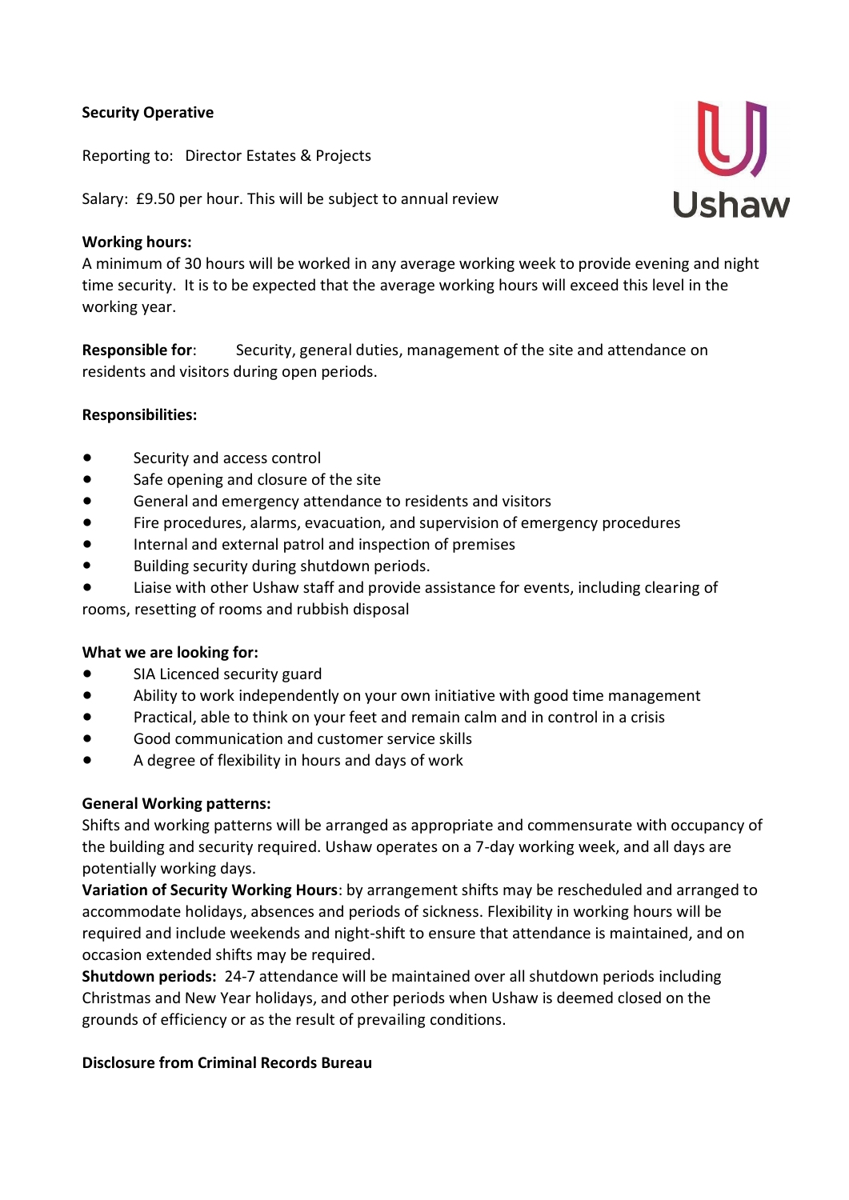**Security Operative**

Reporting to: Director Estates & Projects

Salary: £9.50 per hour. This will be subject to annual review

**Working hours:**
A minimum of 30 hours will be worked in any average working week to provide evening and night time security. It is to be expected that the average working hours will exceed this level in the working year.

**Responsible for**: Security, general duties, management of the site and attendance on residents and visitors during open periods.

**Responsibilities:**

- Security and access control
- Safe opening and closure of the site
- General and emergency attendance to residents and visitors
- Fire procedures, alarms, evacuation, and supervision of emergency procedures
- Internal and external patrol and inspection of premises
- Building security during shutdown periods.
- Liaise with other Ushaw staff and provide assistance for events, including clearing of rooms, resetting of rooms and rubbish disposal

**What we are looking for:**

- SIA Licenced security guard
- Ability to work independently on your own initiative with good time management
- Practical, able to think on your feet and remain calm and in control in a crisis
- Good communication and customer service skills
- A degree of flexibility in hours and days of work

**General Working patterns:**
Shifts and working patterns will be arranged as appropriate and commensurate with occupancy of the building and security required. Ushaw operates on a 7-day working week, and all days are potentially working days.
**Variation of Security Working Hours**: by arrangement shifts may be rescheduled and arranged to accommodate holidays, absences and periods of sickness. Flexibility in working hours will be required and include weekends and night-shift to ensure that attendance is maintained, and on occasion extended shifts may be required.
**Shutdown periods:** 24-7 attendance will be maintained over all shutdown periods including Christmas and New Year holidays, and other periods when Ushaw is deemed closed on the grounds of efficiency or as the result of prevailing conditions.

**Disclosure from Criminal Records Bureau**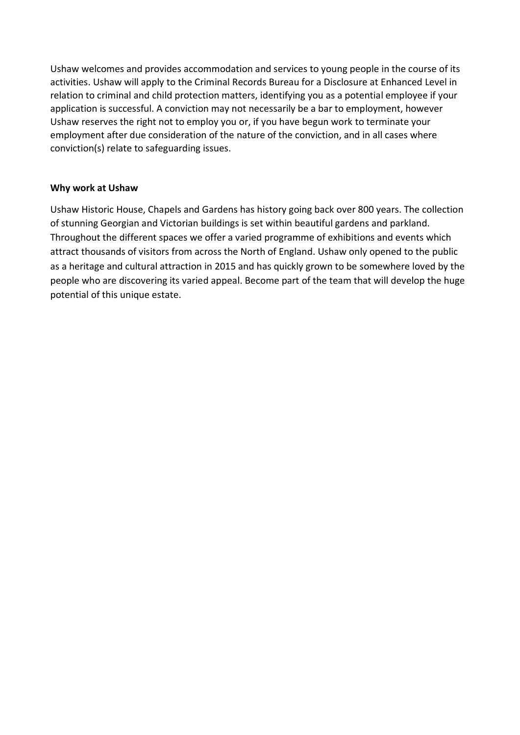Ushaw welcomes and provides accommodation and services to young people in the course of its activities. Ushaw will apply to the Criminal Records Bureau for a Disclosure at Enhanced Level in relation to criminal and child protection matters, identifying you as a potential employee if your application is successful. A conviction may not necessarily be a bar to employment, however Ushaw reserves the right not to employ you or, if you have begun work to terminate your employment after due consideration of the nature of the conviction, and in all cases where conviction(s) relate to safeguarding issues.

**Why work at Ushaw**

Ushaw Historic House, Chapels and Gardens has history going back over 800 years. The collection of stunning Georgian and Victorian buildings is set within beautiful gardens and parkland. Throughout the different spaces we offer a varied programme of exhibitions and events which attract thousands of visitors from across the North of England. Ushaw only opened to the public as a heritage and cultural attraction in 2015 and has quickly grown to be somewhere loved by the people who are discovering its varied appeal. Become part of the team that will develop the huge potential of this unique estate.